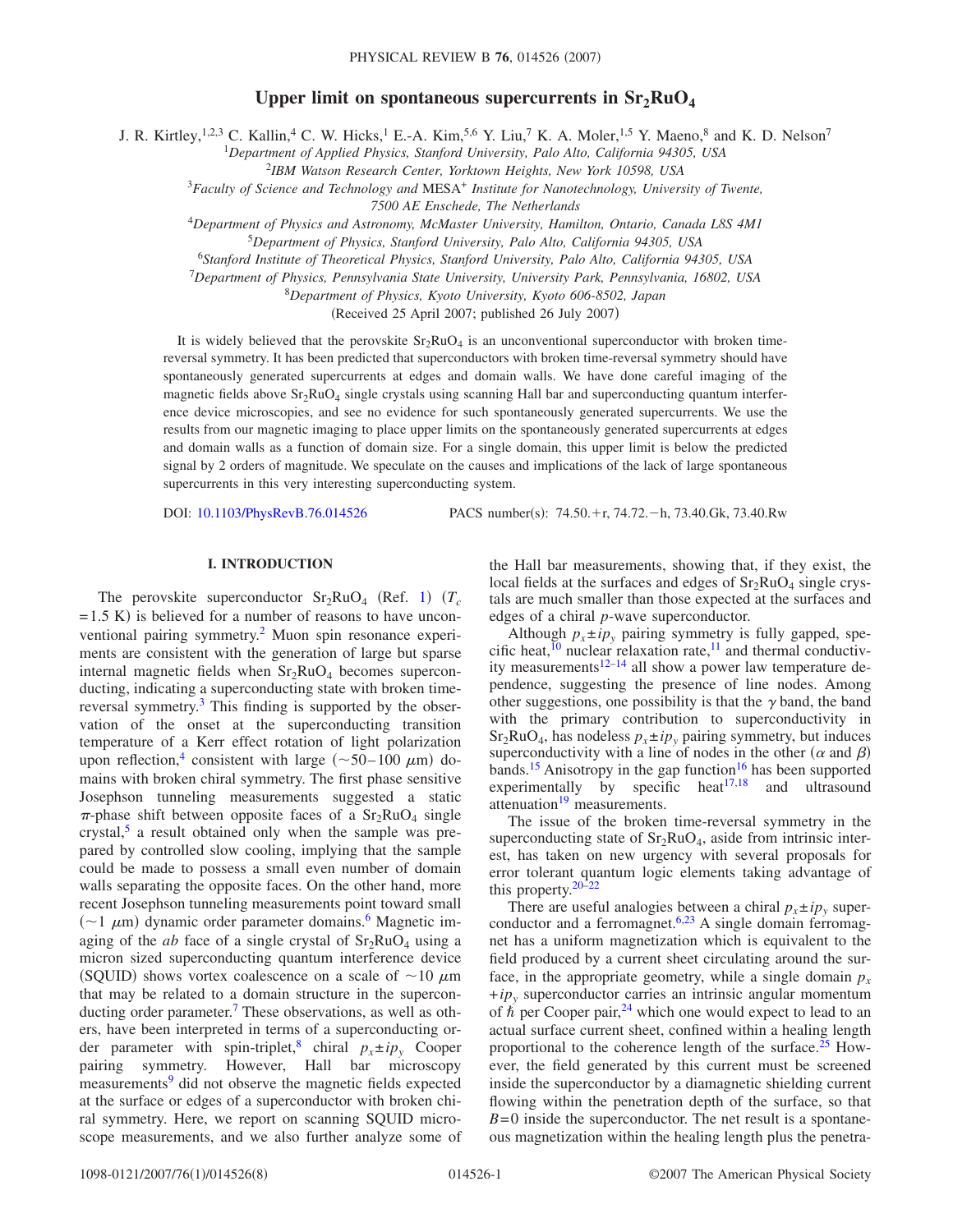# Upper limit on spontaneous supercurrents in $Sr_2RuO_4$

J. R. Kirtley,[1,2,3] C. Kallin,[4] C. W. Hicks,[1] E.-A. Kim,[5,6] Y. Liu,[7] K. A. Moler,[1,5] Y. Maeno,[8] and K. D. Nelson[7]

[1]*Department of Applied Physics, Stanford University, Palo Alto, California 94305, USA*

[2]*IBM Watson Research Center, Yorktown Heights, New York 10598, USA*

[3]*Faculty of Science and Technology and MESA+ Institute for Nanotechnology, University of Twente, 7500 AE Enschede, The Netherlands*

[4]*Department of Physics and Astronomy, McMaster University, Hamilton, Ontario, Canada L8S 4M1*

[5]*Department of Physics, Stanford University, Palo Alto, California 94305, USA*

[6]*Stanford Institute of Theoretical Physics, Stanford University, Palo Alto, California 94305, USA*

[7]*Department of Physics, Pennsylvania State University, University Park, Pennsylvania, 16802, USA*

[8]*Department of Physics, Kyoto University, Kyoto 606-8502, Japan*

(Received 25 April 2007; published 26 July 2007)

It is widely believed that the perovskite $Sr_2RuO_4$ is an unconventional superconductor with broken time-reversal symmetry. It has been predicted that superconductors with broken time-reversal symmetry should have spontaneously generated supercurrents at edges and domain walls. We have done careful imaging of the magnetic fields above $Sr_2RuO_4$ single crystals using scanning Hall bar and superconducting quantum interference device microscopies, and see no evidence for such spontaneously generated supercurrents. We use the results from our magnetic imaging to place upper limits on the spontaneously generated supercurrents at edges and domain walls as a function of domain size. For a single domain, this upper limit is below the predicted signal by 2 orders of magnitude. We speculate on the causes and implications of the lack of large spontaneous supercurrents in this very interesting superconducting system.

DOI: 10.1103/PhysRevB.76.014526 PACS number(s): 74.50.+r, 74.72.−h, 73.40.Gk, 73.40.Rw

## I. INTRODUCTION

The perovskite superconductor $Sr_2RuO_4$ (Ref. 1) ($T_c = 1.5$ K) is believed for a number of reasons to have unconventional pairing symmetry.[2] Muon spin resonance experiments are consistent with the generation of large but sparse internal magnetic fields when $Sr_2RuO_4$ becomes superconducting, indicating a superconducting state with broken time-reversal symmetry.[3] This finding is supported by the observation of the onset at the superconducting transition temperature of a Kerr effect rotation of light polarization upon reflection,[4] consistent with large ($\sim$50–100 $\mu$m) domains with broken chiral symmetry. The first phase sensitive Josephson tunneling measurements suggested a static $\pi$-phase shift between opposite faces of a $Sr_2RuO_4$ single crystal,[5] a result obtained only when the sample was prepared by controlled slow cooling, implying that the sample could be made to possess a small even number of domain walls separating the opposite faces. On the other hand, more recent Josephson tunneling measurements point toward small ($\sim$1 $\mu$m) dynamic order parameter domains.[6] Magnetic imaging of the *ab* face of a single crystal of $Sr_2RuO_4$ using a micron sized superconducting quantum interference device (SQUID) shows vortex coalescence on a scale of $\sim$10 $\mu$m that may be related to a domain structure in the superconducting order parameter.[7] These observations, as well as others, have been interpreted in terms of a superconducting order parameter with spin-triplet,[8] chiral $p_x \pm ip_y$ Cooper pairing symmetry. However, Hall bar microscopy measurements[9] did not observe the magnetic fields expected at the surface or edges of a superconductor with broken chiral symmetry. Here, we report on scanning SQUID microscope measurements, and we also further analyze some of the Hall bar measurements, showing that, if they exist, the local fields at the surfaces and edges of $Sr_2RuO_4$ single crystals are much smaller than those expected at the surfaces and edges of a chiral *p*-wave superconductor.

Although $p_x \pm ip_y$ pairing symmetry is fully gapped, specific heat,[10] nuclear relaxation rate,[11] and thermal conductivity measurements[12–14] all show a power law temperature dependence, suggesting the presence of line nodes. Among other suggestions, one possibility is that the $\gamma$ band, the band with the primary contribution to superconductivity in $Sr_2RuO_4$, has nodeless $p_x \pm ip_y$ pairing symmetry, but induces superconductivity with a line of nodes in the other ($\alpha$ and $\beta$) bands.[15] Anisotropy in the gap function[16] has been supported experimentally by specific heat[17,18] and ultrasound attenuation[19] measurements.

The issue of the broken time-reversal symmetry in the superconducting state of $Sr_2RuO_4$, aside from intrinsic interest, has taken on new urgency with several proposals for error tolerant quantum logic elements taking advantage of this property.[20–22]

There are useful analogies between a chiral $p_x \pm ip_y$ superconductor and a ferromagnet.[6,23] A single domain ferromagnet has a uniform magnetization which is equivalent to the field produced by a current sheet circulating around the surface, in the appropriate geometry, while a single domain $p_x + ip_y$ superconductor carries an intrinsic angular momentum of $\hbar$ per Cooper pair,[24] which one would expect to lead to an actual surface current sheet, confined within a healing length proportional to the coherence length of the surface.[25] However, the field generated by this current must be screened inside the superconductor by a diamagnetic shielding current flowing within the penetration depth of the surface, so that $B=0$ inside the superconductor. The net result is a spontaneous magnetization within the healing length plus the penetra-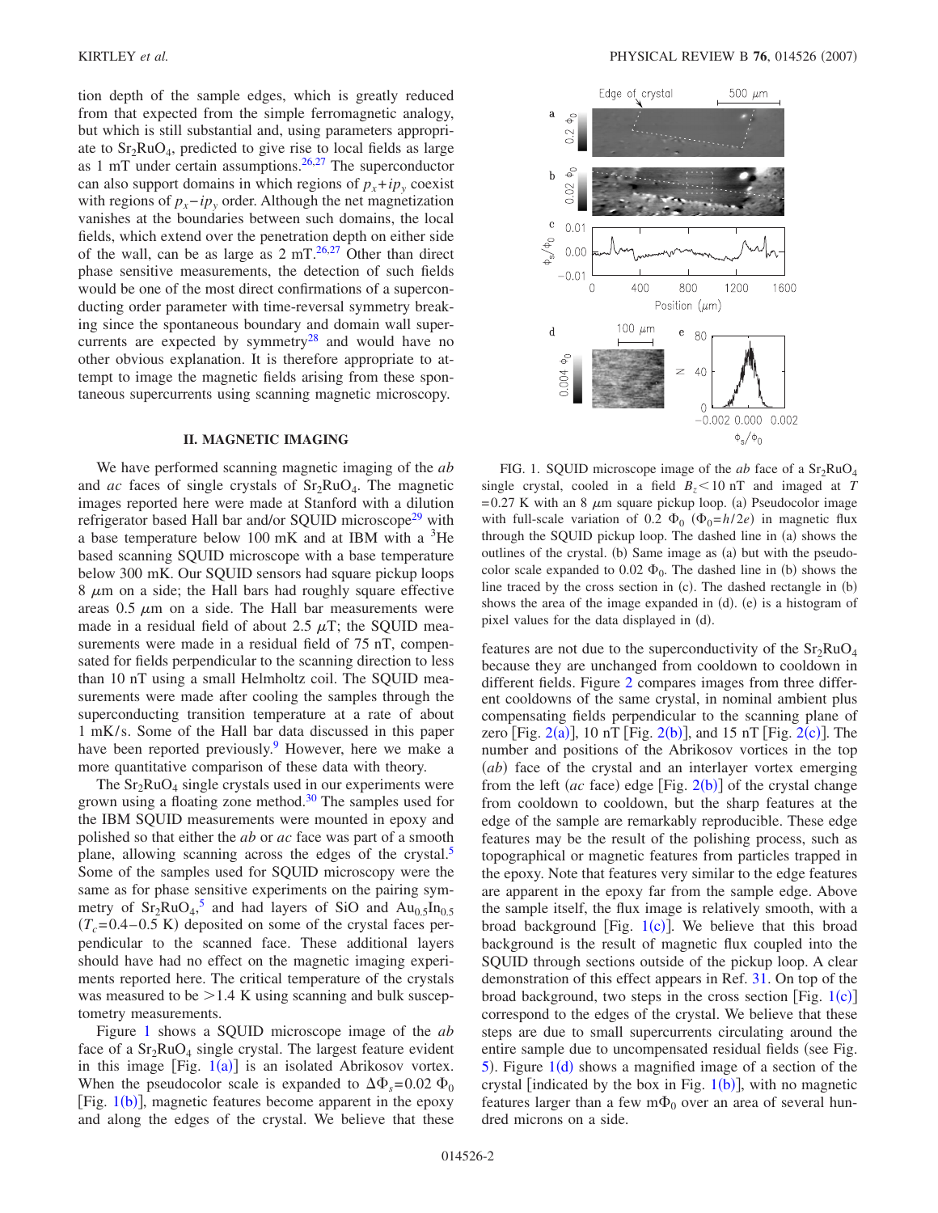tion depth of the sample edges, which is greatly reduced from that expected from the simple ferromagnetic analogy, but which is still substantial and, using parameters appropriate to $Sr_2RuO_4$, predicted to give rise to local fields as large as 1 mT under certain assumptions.[26,27] The superconductor can also support domains in which regions of $p_x+ip_y$ coexist with regions of $p_x-ip_y$ order. Although the net magnetization vanishes at the boundaries between such domains, the local fields, which extend over the penetration depth on either side of the wall, can be as large as 2 mT.[26,27] Other than direct phase sensitive measurements, the detection of such fields would be one of the most direct confirmations of a superconducting order parameter with time-reversal symmetry breaking since the spontaneous boundary and domain wall supercurrents are expected by symmetry[28] and would have no other obvious explanation. It is therefore appropriate to attempt to image the magnetic fields arising from these spontaneous supercurrents using scanning magnetic microscopy.

## II. MAGNETIC IMAGING

We have performed scanning magnetic imaging of the *ab* and *ac* faces of single crystals of $Sr_2RuO_4$. The magnetic images reported here were made at Stanford with a dilution refrigerator based Hall bar and/or SQUID microscope[29] with a base temperature below 100 mK and at IBM with a $^3$He based scanning SQUID microscope with a base temperature below 300 mK. Our SQUID sensors had square pickup loops 8 $\mu$m on a side; the Hall bars had roughly square effective areas 0.5 $\mu$m on a side. The Hall bar measurements were made in a residual field of about 2.5 $\mu$T; the SQUID measurements were made in a residual field of 75 nT, compensated for fields perpendicular to the scanning direction to less than 10 nT using a small Helmholtz coil. The SQUID measurements were made after cooling the samples through the superconducting transition temperature at a rate of about 1 mK/s. Some of the Hall bar data discussed in this paper have been reported previously.[9] However, here we make a more quantitative comparison of these data with theory.

The $Sr_2RuO_4$ single crystals used in our experiments were grown using a floating zone method.[30] The samples used for the IBM SQUID measurements were mounted in epoxy and polished so that either the *ab* or *ac* face was part of a smooth plane, allowing scanning across the edges of the crystal.[5] Some of the samples used for SQUID microscopy were the same as for phase sensitive experiments on the pairing symmetry of $Sr_2RuO_4$,[5] and had layers of SiO and $Au_{0.5}In_{0.5}$ ($T_c$=0.4–0.5 K) deposited on some of the crystal faces perpendicular to the scanned face. These additional layers should have had no effect on the magnetic imaging experiments reported here. The critical temperature of the crystals was measured to be >1.4 K using scanning and bulk susceptometry measurements.

Figure 1 shows a SQUID microscope image of the *ab* face of a $Sr_2RuO_4$ single crystal. The largest feature evident in this image [Fig. 1(a)] is an isolated Abrikosov vortex. When the pseudocolor scale is expanded to $\Delta\Phi_s$=0.02 $\Phi_0$ [Fig. 1(b)], magnetic features become apparent in the epoxy and along the edges of the crystal. We believe that these features are not due to the superconductivity of the $Sr_2RuO_4$ because they are unchanged from cooldown to cooldown in different fields. Figure 2 compares images from three different cooldowns of the same crystal, in nominal ambient plus compensating fields perpendicular to the scanning plane of zero [Fig. 2(a)], 10 nT [Fig. 2(b)], and 15 nT [Fig. 2(c)]. The number and positions of the Abrikosov vortices in the top (*ab*) face of the crystal and an interlayer vortex emerging from the left (*ac* face) edge [Fig. 2(b)] of the crystal change from cooldown to cooldown, but the sharp features at the edge of the sample are remarkably reproducible. These edge features may be the result of the polishing process, such as topographical or magnetic features from particles trapped in the epoxy. Note that features very similar to the edge features are apparent in the epoxy far from the sample edge. Above the sample itself, the flux image is relatively smooth, with a broad background [Fig. 1(c)]. We believe that this broad background is the result of magnetic flux coupled into the SQUID through sections outside of the pickup loop. A clear demonstration of this effect appears in Ref. 31. On top of the broad background, two steps in the cross section [Fig. 1(c)] correspond to the edges of the crystal. We believe that these steps are due to small supercurrents circulating around the entire sample due to uncompensated residual fields (see Fig. 5). Figure 1(d) shows a magnified image of a section of the crystal [indicated by the box in Fig. 1(b)], with no magnetic features larger than a few m$\Phi_0$ over an area of several hundred microns on a side.

FIG. 1. SQUID microscope image of the *ab* face of a $Sr_2RuO_4$ single crystal, cooled in a field $B_z$<10 nT and imaged at $T$=0.27 K with an 8 $\mu$m square pickup loop. (a) Pseudocolor image with full-scale variation of 0.2 $\Phi_0$ ($\Phi_0$=$h/2e$) in magnetic flux through the SQUID pickup loop. The dashed line in (a) shows the outlines of the crystal. (b) Same image as (a) but with the pseudocolor scale expanded to 0.02 $\Phi_0$. The dashed line in (b) shows the line traced by the cross section in (c). The dashed rectangle in (b) shows the area of the image expanded in (d). (e) is a histogram of pixel values for the data displayed in (d).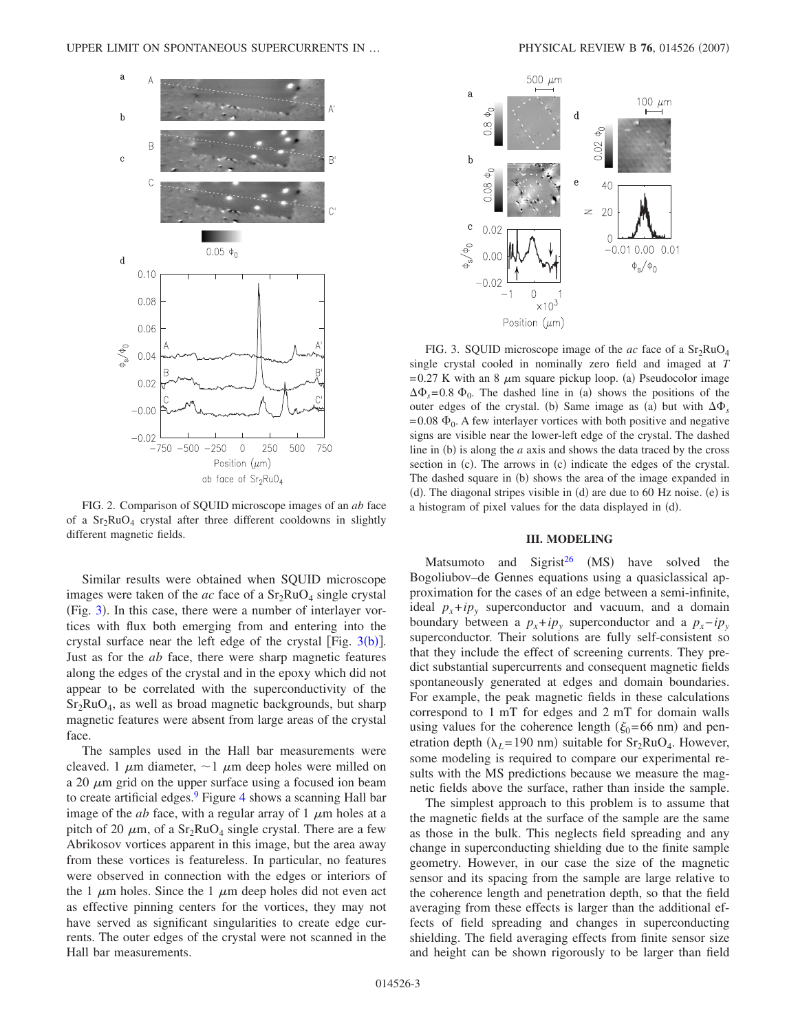FIG. 2. Comparison of SQUID microscope images of an *ab* face of a $Sr_2RuO_4$ crystal after three different cooldowns in slightly different magnetic fields.

FIG. 3. SQUID microscope image of the *ac* face of a $Sr_2RuO_4$ single crystal cooled in nominally zero field and imaged at $T = 0.27$ K with an 8 $\mu$m square pickup loop. (a) Pseudocolor image $\Delta\Phi_s = 0.8\ \Phi_0$. The dashed line in (a) shows the positions of the outer edges of the crystal. (b) Same image as (a) but with $\Delta\Phi_s = 0.08\ \Phi_0$. A few interlayer vortices with both positive and negative signs are visible near the lower-left edge of the crystal. The dashed line in (b) is along the *a* axis and shows the data traced by the cross section in (c). The arrows in (c) indicate the edges of the crystal. The dashed square in (b) shows the area of the image expanded in (d). The diagonal stripes visible in (d) are due to 60 Hz noise. (e) is a histogram of pixel values for the data displayed in (d).

Similar results were obtained when SQUID microscope images were taken of the *ac* face of a $Sr_2RuO_4$ single crystal (Fig. 3). In this case, there were a number of interlayer vortices with flux both emerging from and entering into the crystal surface near the left edge of the crystal [Fig. 3(b)]. Just as for the *ab* face, there were sharp magnetic features along the edges of the crystal and in the epoxy which did not appear to be correlated with the superconductivity of the $Sr_2RuO_4$, as well as broad magnetic backgrounds, but sharp magnetic features were absent from large areas of the crystal face.

The samples used in the Hall bar measurements were cleaved. 1 $\mu$m diameter, $\sim 1$ $\mu$m deep holes were milled on a 20 $\mu$m grid on the upper surface using a focused ion beam to create artificial edges.[9] Figure 4 shows a scanning Hall bar image of the *ab* face, with a regular array of 1 $\mu$m holes at a pitch of 20 $\mu$m, of a $Sr_2RuO_4$ single crystal. There are a few Abrikosov vortices apparent in this image, but the area away from these vortices is featureless. In particular, no features were observed in connection with the edges or interiors of the 1 $\mu$m holes. Since the 1 $\mu$m deep holes did not even act as effective pinning centers for the vortices, they may not have served as significant singularities to create edge currents. The outer edges of the crystal were not scanned in the Hall bar measurements.

## III. MODELING

Matsumoto and Sigrist[26] (MS) have solved the Bogoliubov–de Gennes equations using a quasiclassical approximation for the cases of an edge between a semi-infinite, ideal $p_x + ip_y$ superconductor and vacuum, and a domain boundary between a $p_x + ip_y$ superconductor and a $p_x - ip_y$ superconductor. Their solutions are fully self-consistent so that they include the effect of screening currents. They predict substantial supercurrents and consequent magnetic fields spontaneously generated at edges and domain boundaries. For example, the peak magnetic fields in these calculations correspond to 1 mT for edges and 2 mT for domain walls using values for the coherence length ($\xi_0 = 66$ nm) and penetration depth ($\lambda_L = 190$ nm) suitable for $Sr_2RuO_4$. However, some modeling is required to compare our experimental results with the MS predictions because we measure the magnetic fields above the surface, rather than inside the sample.

The simplest approach to this problem is to assume that the magnetic fields at the surface of the sample are the same as those in the bulk. This neglects field spreading and any change in superconducting shielding due to the finite sample geometry. However, in our case the size of the magnetic sensor and its spacing from the sample are large relative to the coherence length and penetration depth, so that the field averaging from these effects is larger than the additional effects of field spreading and changes in superconducting shielding. The field averaging effects from finite sensor size and height can be shown rigorously to be larger than field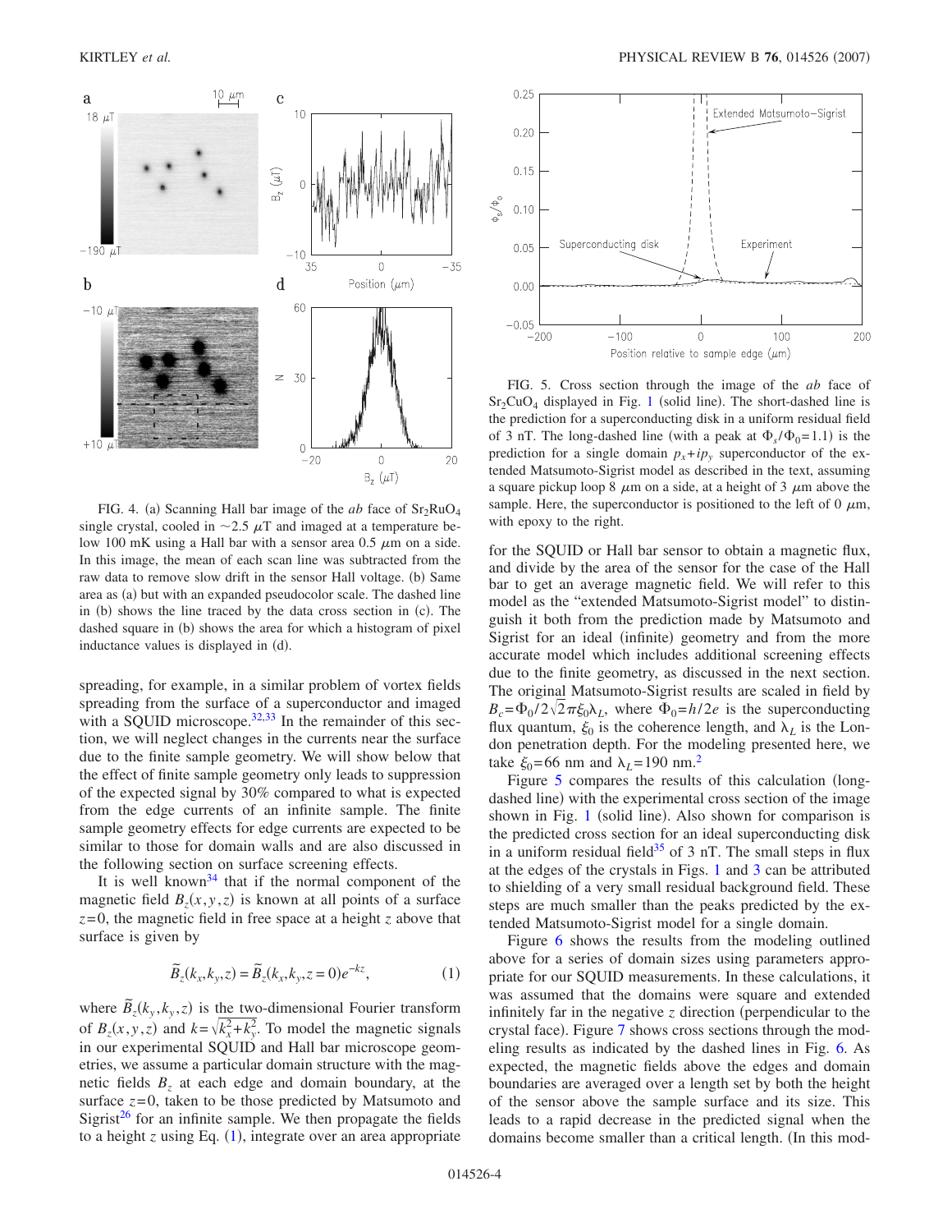FIG. 4. (a) Scanning Hall bar image of the *ab* face of $Sr_2RuO_4$ single crystal, cooled in ~2.5 $\mu$T and imaged at a temperature below 100 mK using a Hall bar with a sensor area 0.5 $\mu$m on a side. In this image, the mean of each scan line was subtracted from the raw data to remove slow drift in the sensor Hall voltage. (b) Same area as (a) but with an expanded pseudocolor scale. The dashed line in (b) shows the line traced by the data cross section in (c). The dashed square in (b) shows the area for which a histogram of pixel inductance values is displayed in (d).

spreading, for example, in a similar problem of vortex fields spreading from the surface of a superconductor and imaged with a SQUID microscope.[32,33] In the remainder of this section, we will neglect changes in the currents near the surface due to the finite sample geometry. We will show below that the effect of finite sample geometry only leads to suppression of the expected signal by 30% compared to what is expected from the edge currents of an infinite sample. The finite sample geometry effects for edge currents are expected to be similar to those for domain walls and are also discussed in the following section on surface screening effects.

It is well known[34] that if the normal component of the magnetic field $B_z(x,y,z)$ is known at all points of a surface $z=0$, the magnetic field in free space at a height $z$ above that surface is given by

$$\tilde{B}_z(k_x,k_y,z) = \tilde{B}_z(k_x,k_y,z=0)e^{-kz}, \tag{1}$$

where $\tilde{B}_z(k_y,k_y,z)$ is the two-dimensional Fourier transform of $B_z(x,y,z)$ and $k=\sqrt{k_x^2+k_y^2}$. To model the magnetic signals in our experimental SQUID and Hall bar microscope geometries, we assume a particular domain structure with the magnetic fields $B_z$ at each edge and domain boundary, at the surface $z=0$, taken to be those predicted by Matsumoto and Sigrist[26] for an infinite sample. We then propagate the fields to a height $z$ using Eq. (1), integrate over an area appropriate

FIG. 5. Cross section through the image of the *ab* face of $Sr_2CuO_4$ displayed in Fig. 1 (solid line). The short-dashed line is the prediction for a superconducting disk for a uniform residual field of 3 nT. The long-dashed line (with a peak at $\Phi_s/\Phi_0=1.1$) is the prediction for a single domain $p_x+ip_y$ superconductor of the extended Matsumoto-Sigrist model as described in the text, assuming a square pickup loop 8 $\mu$m on a side, at a height of 3 $\mu$m above the sample. Here, the superconductor is positioned to the left of 0 $\mu$m, with epoxy to the right.

for the SQUID or Hall bar sensor to obtain a magnetic flux, and divide by the area of the sensor for the case of the Hall bar to get an average magnetic field. We will refer to this model as the "extended Matsumoto-Sigrist model" to distinguish it both from the prediction made by Matsumoto and Sigrist for an ideal (infinite) geometry and from the more accurate model which includes additional screening effects due to the finite geometry, as discussed in the next section. The original Matsumoto-Sigrist results are scaled in field by $B_c=\Phi_0/2\sqrt{2}\pi\xi_0\lambda_L$, where $\Phi_0=h/2e$ is the superconducting flux quantum, $\xi_0$ is the coherence length, and $\lambda_L$ is the London penetration depth. For the modeling presented here, we take $\xi_0=66$ nm and $\lambda_L=190$ nm.[2]

Figure 5 compares the results of this calculation (long-dashed line) with the experimental cross section of the image shown in Fig. 1 (solid line). Also shown for comparison is the predicted cross section for an ideal superconducting disk in a uniform residual field[35] of 3 nT. The small steps in flux at the edges of the crystals in Figs. 1 and 3 can be attributed to shielding of a very small residual background field. These steps are much smaller than the peaks predicted by the extended Matsumoto-Sigrist model for a single domain.

Figure 6 shows the results from the modeling outlined above for a series of domain sizes using parameters appropriate for our SQUID measurements. In these calculations, it was assumed that the domains were square and extended infinitely far in the negative $z$ direction (perpendicular to the crystal face). Figure 7 shows cross sections through the modeling results as indicated by the dashed lines in Fig. 6. As expected, the magnetic fields above the edges and domain boundaries are averaged over a length set by both the height of the sensor above the sample surface and its size. This leads to a rapid decrease in the predicted signal when the domains become smaller than a critical length. (In this mod-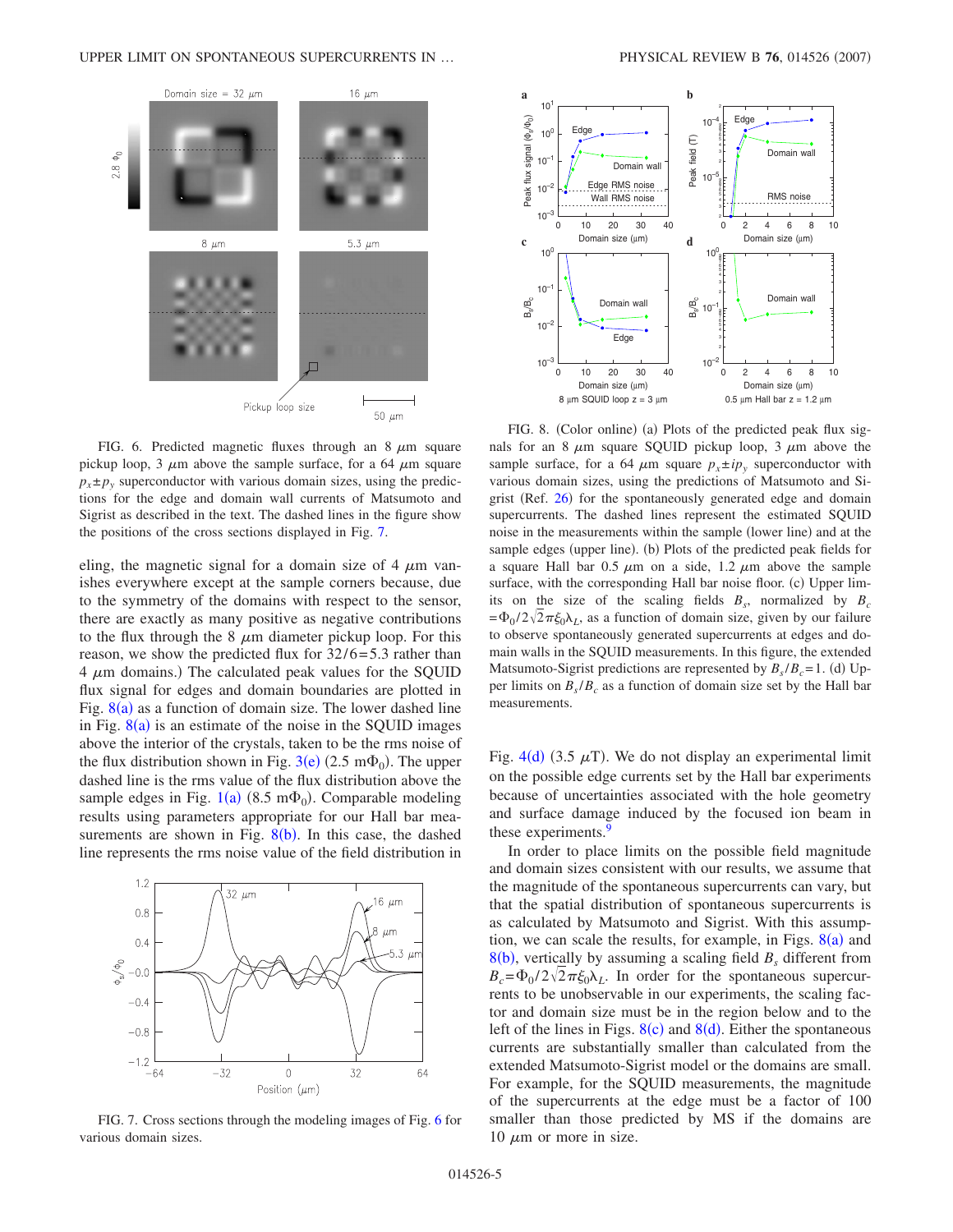FIG. 6. Predicted magnetic fluxes through an 8 $\mu$m square pickup loop, 3 $\mu$m above the sample surface, for a 64 $\mu$m square $p_x \pm p_y$ superconductor with various domain sizes, using the predictions for the edge and domain wall currents of Matsumoto and Sigrist as described in the text. The dashed lines in the figure show the positions of the cross sections displayed in Fig. 7.

eling, the magnetic signal for a domain size of 4 $\mu$m vanishes everywhere except at the sample corners because, due to the symmetry of the domains with respect to the sensor, there are exactly as many positive as negative contributions to the flux through the 8 $\mu$m diameter pickup loop. For this reason, we show the predicted flux for 32/6=5.3 rather than 4 $\mu$m domains.) The calculated peak values for the SQUID flux signal for edges and domain boundaries are plotted in Fig. 8(a) as a function of domain size. The lower dashed line in Fig. 8(a) is an estimate of the noise in the SQUID images above the interior of the crystals, taken to be the rms noise of the flux distribution shown in Fig. 3(e) (2.5 m$\Phi_0$). The upper dashed line is the rms value of the flux distribution above the sample edges in Fig. 1(a) (8.5 m$\Phi_0$). Comparable modeling results using parameters appropriate for our Hall bar measurements are shown in Fig. 8(b). In this case, the dashed line represents the rms noise value of the field distribution in

FIG. 7. Cross sections through the modeling images of Fig. 6 for various domain sizes.

FIG. 8. (Color online) (a) Plots of the predicted peak flux signals for an 8 $\mu$m square SQUID pickup loop, 3 $\mu$m above the sample surface, for a 64 $\mu$m square $p_x \pm ip_y$ superconductor with various domain sizes, using the predictions of Matsumoto and Sigrist (Ref. 26) for the spontaneously generated edge and domain supercurrents. The dashed lines represent the estimated SQUID noise in the measurements within the sample (lower line) and at the sample edges (upper line). (b) Plots of the predicted peak fields for a square Hall bar 0.5 $\mu$m on a side, 1.2 $\mu$m above the sample surface, with the corresponding Hall bar noise floor. (c) Upper limits on the size of the scaling fields $B_s$, normalized by $B_c = \Phi_0/2\sqrt{2}\pi\xi_0\lambda_L$, as a function of domain size, given by our failure to observe spontaneously generated supercurrents at edges and domain walls in the SQUID measurements. In this figure, the extended Matsumoto-Sigrist predictions are represented by $B_s/B_c=1$. (d) Upper limits on $B_s/B_c$ as a function of domain size set by the Hall bar measurements.

Fig. 4(d) (3.5 $\mu$T). We do not display an experimental limit on the possible edge currents set by the Hall bar experiments because of uncertainties associated with the hole geometry and surface damage induced by the focused ion beam in these experiments.[9]

In order to place limits on the possible field magnitude and domain sizes consistent with our results, we assume that the magnitude of the spontaneous supercurrents can vary, but that the spatial distribution of spontaneous supercurrents is as calculated by Matsumoto and Sigrist. With this assumption, we can scale the results, for example, in Figs. 8(a) and 8(b), vertically by assuming a scaling field $B_s$ different from $B_c = \Phi_0/2\sqrt{2}\pi\xi_0\lambda_L$. In order for the spontaneous supercurrents to be unobservable in our experiments, the scaling factor and domain size must be in the region below and to the left of the lines in Figs. 8(c) and 8(d). Either the spontaneous currents are substantially smaller than calculated from the extended Matsumoto-Sigrist model or the domains are small. For example, for the SQUID measurements, the magnitude of the supercurrents at the edge must be a factor of 100 smaller than those predicted by MS if the domains are 10 $\mu$m or more in size.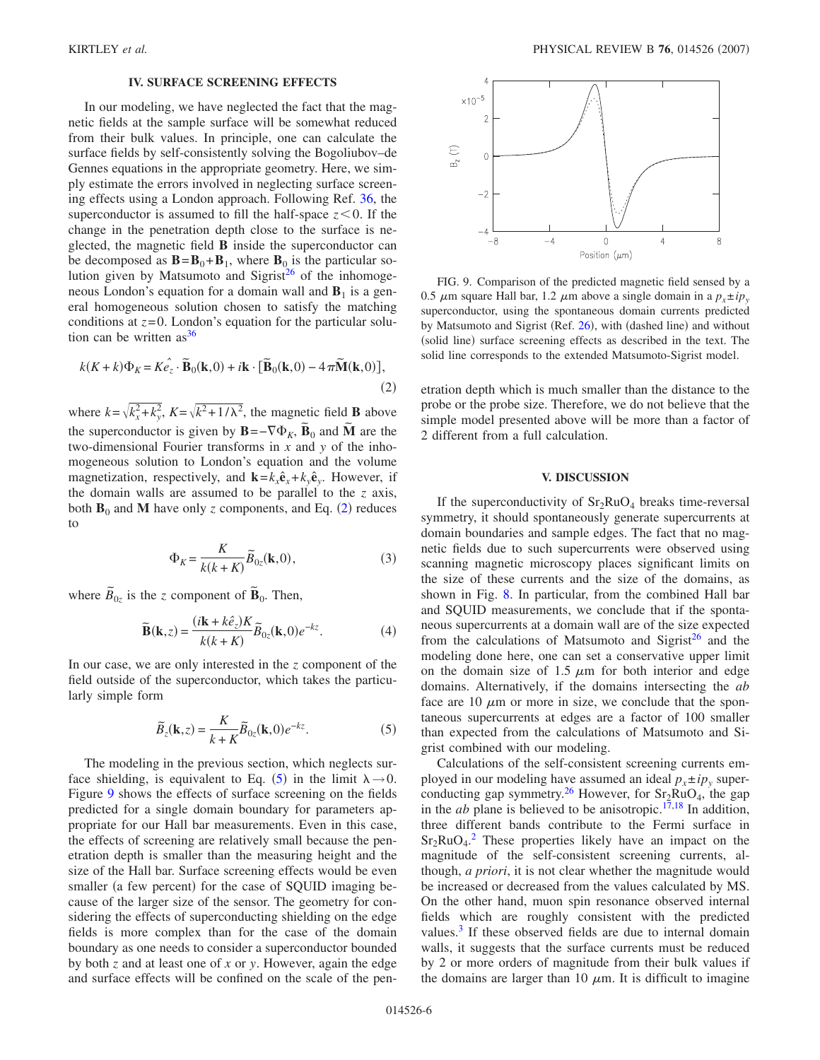## IV. SURFACE SCREENING EFFECTS

In our modeling, we have neglected the fact that the magnetic fields at the sample surface will be somewhat reduced from their bulk values. In principle, one can calculate the surface fields by self-consistently solving the Bogoliubov–de Gennes equations in the appropriate geometry. Here, we simply estimate the errors involved in neglecting surface screening effects using a London approach. Following Ref. 36, the superconductor is assumed to fill the half-space $z<0$. If the change in the penetration depth close to the surface is neglected, the magnetic field $\mathbf{B}$ inside the superconductor can be decomposed as $\mathbf{B}=\mathbf{B}_0+\mathbf{B}_1$, where $\mathbf{B}_0$ is the particular solution given by Matsumoto and Sigrist[26] of the inhomogeneous London's equation for a domain wall and $\mathbf{B}_1$ is a general homogeneous solution chosen to satisfy the matching conditions at $z=0$. London's equation for the particular solution can be written as[36]

$$k(K+k)\Phi_K = K\hat{e}_z \cdot \tilde{\mathbf{B}}_0(\mathbf{k},0) + i\mathbf{k}\cdot[\tilde{\mathbf{B}}_0(\mathbf{k},0) - 4\pi\tilde{\mathbf{M}}(\mathbf{k},0)], \tag{2}$$

where $k=\sqrt{k_x^2+k_y^2}$, $K=\sqrt{k^2+1/\lambda^2}$, the magnetic field $\mathbf{B}$ above the superconductor is given by $\mathbf{B}=-\nabla\Phi_K$, $\tilde{\mathbf{B}}_0$ and $\tilde{\mathbf{M}}$ are the two-dimensional Fourier transforms in $x$ and $y$ of the inhomogeneous solution to London's equation and the volume magnetization, respectively, and $\mathbf{k}=k_x\hat{\mathbf{e}}_x+k_y\hat{\mathbf{e}}_y$. However, if the domain walls are assumed to be parallel to the $z$ axis, both $\mathbf{B}_0$ and $\mathbf{M}$ have only $z$ components, and Eq. (2) reduces to

$$\Phi_K = \frac{K}{k(k+K)}\tilde{B}_{0z}(\mathbf{k},0), \tag{3}$$

where $\tilde{B}_{0z}$ is the $z$ component of $\tilde{\mathbf{B}}_0$. Then,

$$\tilde{\mathbf{B}}(\mathbf{k},z) = \frac{(i\mathbf{k}+k\hat{e}_z)K}{k(k+K)}\tilde{B}_{0z}(\mathbf{k},0)e^{-kz}. \tag{4}$$

In our case, we are only interested in the $z$ component of the field outside of the superconductor, which takes the particularly simple form

$$\tilde{B}_z(\mathbf{k},z) = \frac{K}{k+K}\tilde{B}_{0z}(\mathbf{k},0)e^{-kz}. \tag{5}$$

The modeling in the previous section, which neglects surface shielding, is equivalent to Eq. (5) in the limit $\lambda\to 0$. Figure 9 shows the effects of surface screening on the fields predicted for a single domain boundary for parameters appropriate for our Hall bar measurements. Even in this case, the effects of screening are relatively small because the penetration depth is smaller than the measuring height and the size of the Hall bar. Surface screening effects would be even smaller (a few percent) for the case of SQUID imaging because of the larger size of the sensor. The geometry for considering the effects of superconducting shielding on the edge fields is more complex than for the case of the domain boundary as one needs to consider a superconductor bounded by both $z$ and at least one of $x$ or $y$. However, again the edge and surface effects will be confined on the scale of the penetration depth which is much smaller than the distance to the probe or the probe size. Therefore, we do not believe that the simple model presented above will be more than a factor of 2 different from a full calculation.

FIG. 9. Comparison of the predicted magnetic field sensed by a 0.5 $\mu$m square Hall bar, 1.2 $\mu$m above a single domain in a $p_x \pm ip_y$ superconductor, using the spontaneous domain currents predicted by Matsumoto and Sigrist (Ref. 26), with (dashed line) and without (solid line) surface screening effects as described in the text. The solid line corresponds to the extended Matsumoto-Sigrist model.

## V. DISCUSSION

If the superconductivity of $Sr_2RuO_4$ breaks time-reversal symmetry, it should spontaneously generate supercurrents at domain boundaries and sample edges. The fact that no magnetic fields due to such supercurrents were observed using scanning magnetic microscopy places significant limits on the size of these currents and the size of the domains, as shown in Fig. 8. In particular, from the combined Hall bar and SQUID measurements, we conclude that if the spontaneous supercurrents at a domain wall are of the size expected from the calculations of Matsumoto and Sigrist[26] and the modeling done here, one can set a conservative upper limit on the domain size of 1.5 $\mu$m for both interior and edge domains. Alternatively, if the domains intersecting the *ab* face are 10 $\mu$m or more in size, we conclude that the spontaneous supercurrents at edges are a factor of 100 smaller than expected from the calculations of Matsumoto and Sigrist combined with our modeling.

Calculations of the self-consistent screening currents employed in our modeling have assumed an ideal $p_x+ip_y$ superconducting gap symmetry.[26] However, for $Sr_2RuO_4$, the gap in the *ab* plane is believed to be anisotropic.[17,18] In addition, three different bands contribute to the Fermi surface in $Sr_2RuO_4$.[2] These properties likely have an impact on the magnitude of the self-consistent screening currents, although, *a priori*, it is not clear whether the magnitude would be increased or decreased from the values calculated by MS. On the other hand, muon spin resonance observed internal fields which are roughly consistent with the predicted values.[3] If these observed fields are due to internal domain walls, it suggests that the surface currents must be reduced by 2 or more orders of magnitude from their bulk values if the domains are larger than 10 $\mu$m. It is difficult to imagine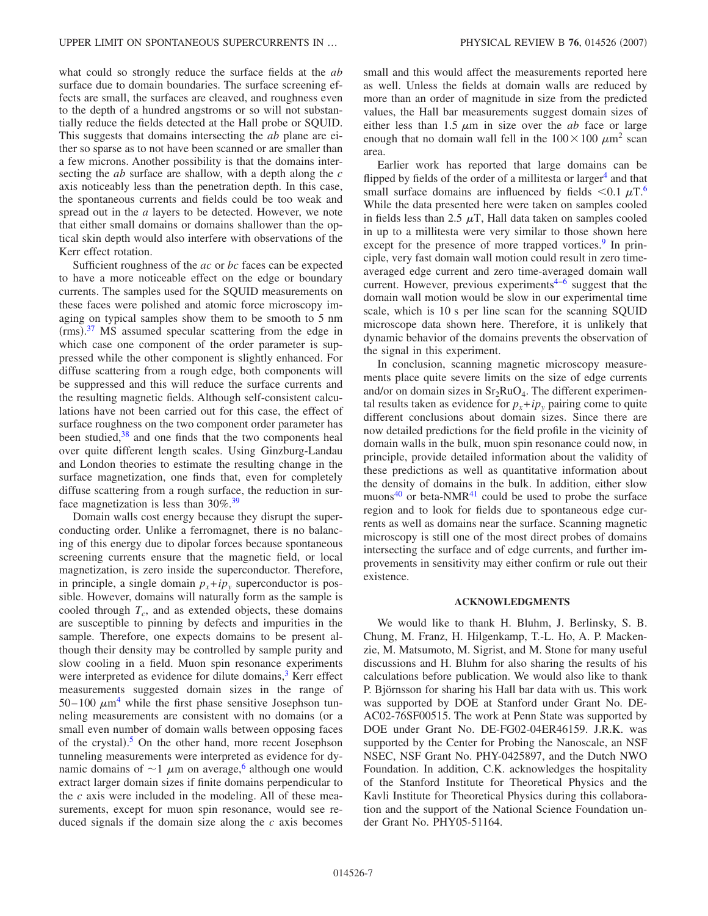what could so strongly reduce the surface fields at the *ab* surface due to domain boundaries. The surface screening effects are small, the surfaces are cleaved, and roughness even to the depth of a hundred angstroms or so will not substantially reduce the fields detected at the Hall probe or SQUID. This suggests that domains intersecting the *ab* plane are either so sparse as to not have been scanned or are smaller than a few microns. Another possibility is that the domains intersecting the *ab* surface are shallow, with a depth along the *c* axis noticeably less than the penetration depth. In this case, the spontaneous currents and fields could be too weak and spread out in the *a* layers to be detected. However, we note that either small domains or domains shallower than the optical skin depth would also interfere with observations of the Kerr effect rotation.

Sufficient roughness of the *ac* or *bc* faces can be expected to have a more noticeable effect on the edge or boundary currents. The samples used for the SQUID measurements on these faces were polished and atomic force microscopy imaging on typical samples show them to be smooth to 5 nm (rms).[37] MS assumed specular scattering from the edge in which case one component of the order parameter is suppressed while the other component is slightly enhanced. For diffuse scattering from a rough edge, both components will be suppressed and this will reduce the surface currents and the resulting magnetic fields. Although self-consistent calculations have not been carried out for this case, the effect of surface roughness on the two component order parameter has been studied,[38] and one finds that the two components heal over quite different length scales. Using Ginzburg-Landau and London theories to estimate the resulting change in the surface magnetization, one finds that, even for completely diffuse scattering from a rough surface, the reduction in surface magnetization is less than 30%.[39]

Domain walls cost energy because they disrupt the superconducting order. Unlike a ferromagnet, there is no balancing of this energy due to dipolar forces because spontaneous screening currents ensure that the magnetic field, or local magnetization, is zero inside the superconductor. Therefore, in principle, a single domain $p_x+ip_y$ superconductor is possible. However, domains will naturally form as the sample is cooled through $T_c$, and as extended objects, these domains are susceptible to pinning by defects and impurities in the sample. Therefore, one expects domains to be present although their density may be controlled by sample purity and slow cooling in a field. Muon spin resonance experiments were interpreted as evidence for dilute domains,[3] Kerr effect measurements suggested domain sizes in the range of 50–100 $\mu$m[4] while the first phase sensitive Josephson tunneling measurements are consistent with no domains (or a small even number of domain walls between opposing faces of the crystal).[5] On the other hand, more recent Josephson tunneling measurements were interpreted as evidence for dynamic domains of $\sim$1 $\mu$m on average,[6] although one would extract larger domain sizes if finite domains perpendicular to the *c* axis were included in the modeling. All of these measurements, except for muon spin resonance, would see reduced signals if the domain size along the *c* axis becomes small and this would affect the measurements reported here as well. Unless the fields at domain walls are reduced by more than an order of magnitude in size from the predicted values, the Hall bar measurements suggest domain sizes of either less than 1.5 $\mu$m in size over the *ab* face or large enough that no domain wall fell in the $100\times100$ $\mu$m$^2$ scan area.

Earlier work has reported that large domains can be flipped by fields of the order of a millitesla or larger[4] and that small surface domains are influenced by fields $<0.1$ $\mu$T.[6] While the data presented here were taken on samples cooled in fields less than 2.5 $\mu$T, Hall data taken on samples cooled in up to a millitesla were very similar to those shown here except for the presence of more trapped vortices.[9] In principle, very fast domain wall motion could result in zero time-averaged edge current and zero time-averaged domain wall current. However, previous experiments[4–6] suggest that the domain wall motion would be slow in our experimental time scale, which is 10 s per line scan for the scanning SQUID microscope data shown here. Therefore, it is unlikely that dynamic behavior of the domains prevents the observation of the signal in this experiment.

In conclusion, scanning magnetic microscopy measurements place quite severe limits on the size of edge currents and/or on domain sizes in $Sr_2RuO_4$. The different experimental results taken as evidence for $p_x+ip_y$ pairing come to quite different conclusions about domain sizes. Since there are now detailed predictions for the field profile in the vicinity of domain walls in the bulk, muon spin resonance could now, in principle, provide detailed information about the validity of these predictions as well as quantitative information about the density of domains in the bulk. In addition, either slow muons[40] or beta-NMR[41] could be used to probe the surface region and to look for fields due to spontaneous edge currents as well as domains near the surface. Scanning magnetic microscopy is still one of the most direct probes of domains intersecting the surface and of edge currents, and further improvements in sensitivity may either confirm or rule out their existence.

## ACKNOWLEDGMENTS

We would like to thank H. Bluhm, J. Berlinsky, S. B. Chung, M. Franz, H. Hilgenkamp, T.-L. Ho, A. P. Mackenzie, M. Matsumoto, M. Sigrist, and M. Stone for many useful discussions and H. Bluhm for also sharing the results of his calculations before publication. We would also like to thank P. Björnsson for sharing his Hall bar data with us. This work was supported by DOE at Stanford under Grant No. DE-AC02-76SF00515. The work at Penn State was supported by DOE under Grant No. DE-FG02-04ER46159. J.R.K. was supported by the Center for Probing the Nanoscale, an NSF NSEC, NSF Grant No. PHY-0425897, and the Dutch NWO Foundation. In addition, C.K. acknowledges the hospitality of the Stanford Institute for Theoretical Physics and the Kavli Institute for Theoretical Physics during this collaboration and the support of the National Science Foundation under Grant No. PHY05-51164.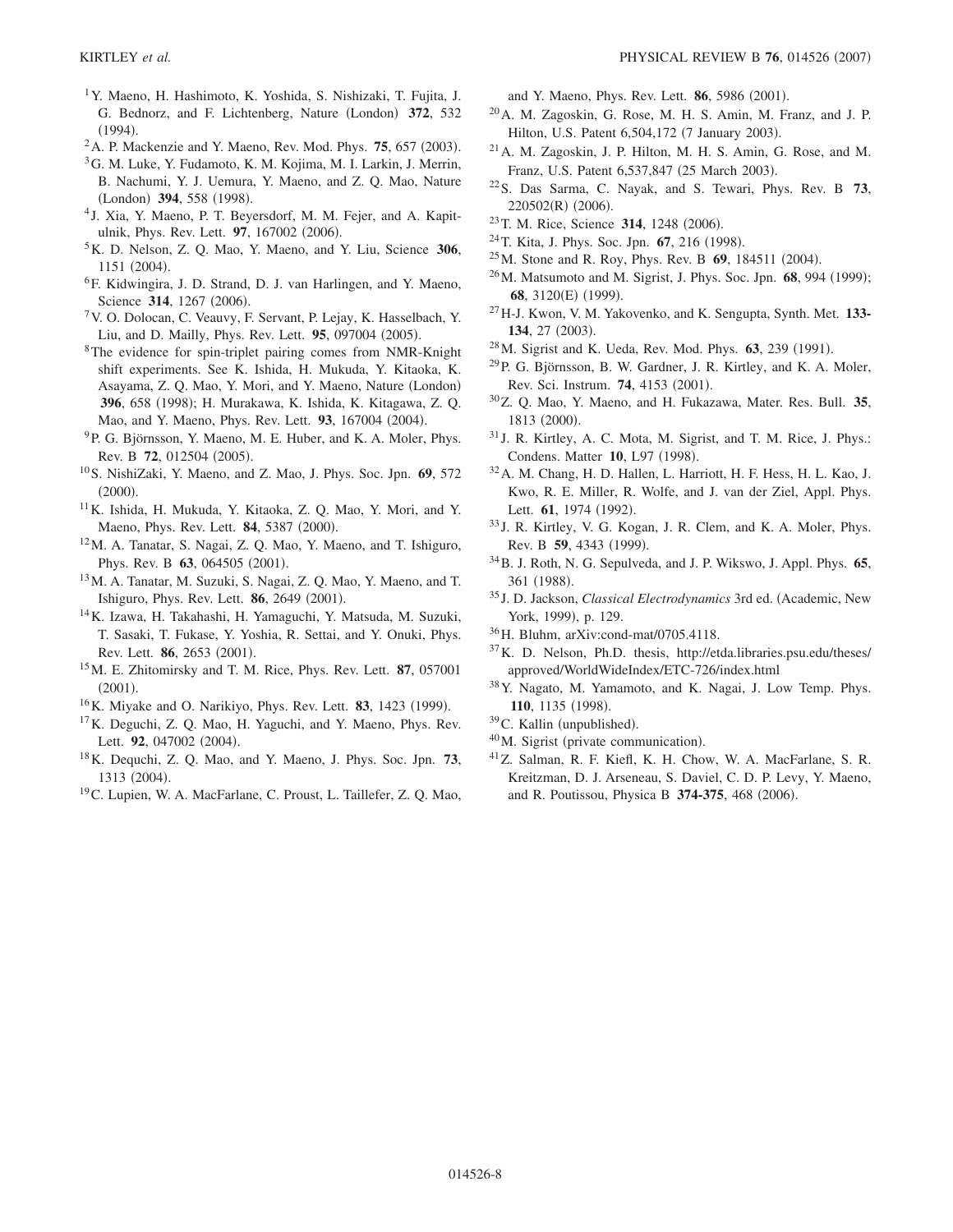[1] Y. Maeno, H. Hashimoto, K. Yoshida, S. Nishizaki, T. Fujita, J. G. Bednorz, and F. Lichtenberg, Nature (London) **372**, 532 (1994).

[2] A. P. Mackenzie and Y. Maeno, Rev. Mod. Phys. **75**, 657 (2003).

[3] G. M. Luke, Y. Fudamoto, K. M. Kojima, M. I. Larkin, J. Merrin, B. Nachumi, Y. J. Uemura, Y. Maeno, and Z. Q. Mao, Nature (London) **394**, 558 (1998).

[4] J. Xia, Y. Maeno, P. T. Beyersdorf, M. M. Fejer, and A. Kapitulnik, Phys. Rev. Lett. **97**, 167002 (2006).

[5] K. D. Nelson, Z. Q. Mao, Y. Maeno, and Y. Liu, Science **306**, 1151 (2004).

[6] F. Kidwingira, J. D. Strand, D. J. van Harlingen, and Y. Maeno, Science **314**, 1267 (2006).

[7] V. O. Dolocan, C. Veauvy, F. Servant, P. Lejay, K. Hasselbach, Y. Liu, and D. Mailly, Phys. Rev. Lett. **95**, 097004 (2005).

[8] The evidence for spin-triplet pairing comes from NMR-Knight shift experiments. See K. Ishida, H. Mukuda, Y. Kitaoka, K. Asayama, Z. Q. Mao, Y. Mori, and Y. Maeno, Nature (London) **396**, 658 (1998); H. Murakawa, K. Ishida, K. Kitagawa, Z. Q. Mao, and Y. Maeno, Phys. Rev. Lett. **93**, 167004 (2004).

[9] P. G. Björnsson, Y. Maeno, M. E. Huber, and K. A. Moler, Phys. Rev. B **72**, 012504 (2005).

[10] S. NishiZaki, Y. Maeno, and Z. Mao, J. Phys. Soc. Jpn. **69**, 572 (2000).

[11] K. Ishida, H. Mukuda, Y. Kitaoka, Z. Q. Mao, Y. Mori, and Y. Maeno, Phys. Rev. Lett. **84**, 5387 (2000).

[12] M. A. Tanatar, S. Nagai, Z. Q. Mao, Y. Maeno, and T. Ishiguro, Phys. Rev. B **63**, 064505 (2001).

[13] M. A. Tanatar, M. Suzuki, S. Nagai, Z. Q. Mao, Y. Maeno, and T. Ishiguro, Phys. Rev. Lett. **86**, 2649 (2001).

[14] K. Izawa, H. Takahashi, H. Yamaguchi, Y. Matsuda, M. Suzuki, T. Sasaki, T. Fukase, Y. Yoshia, R. Settai, and Y. Onuki, Phys. Rev. Lett. **86**, 2653 (2001).

[15] M. E. Zhitomirsky and T. M. Rice, Phys. Rev. Lett. **87**, 057001 (2001).

[16] K. Miyake and O. Narikiyo, Phys. Rev. Lett. **83**, 1423 (1999).

[17] K. Deguchi, Z. Q. Mao, H. Yaguchi, and Y. Maeno, Phys. Rev. Lett. **92**, 047002 (2004).

[18] K. Dequchi, Z. Q. Mao, and Y. Maeno, J. Phys. Soc. Jpn. **73**, 1313 (2004).

[19] C. Lupien, W. A. MacFarlane, C. Proust, L. Taillefer, Z. Q. Mao, and Y. Maeno, Phys. Rev. Lett. **86**, 5986 (2001).

[20] A. M. Zagoskin, G. Rose, M. H. S. Amin, M. Franz, and J. P. Hilton, U.S. Patent 6,504,172 (7 January 2003).

[21] A. M. Zagoskin, J. P. Hilton, M. H. S. Amin, G. Rose, and M. Franz, U.S. Patent 6,537,847 (25 March 2003).

[22] S. Das Sarma, C. Nayak, and S. Tewari, Phys. Rev. B **73**, 220502(R) (2006).

[23] T. M. Rice, Science **314**, 1248 (2006).

[24] T. Kita, J. Phys. Soc. Jpn. **67**, 216 (1998).

[25] M. Stone and R. Roy, Phys. Rev. B **69**, 184511 (2004).

[26] M. Matsumoto and M. Sigrist, J. Phys. Soc. Jpn. **68**, 994 (1999); **68**, 3120(E) (1999).

[27] H-J. Kwon, V. M. Yakovenko, and K. Sengupta, Synth. Met. **133-134**, 27 (2003).

[28] M. Sigrist and K. Ueda, Rev. Mod. Phys. **63**, 239 (1991).

[29] P. G. Björnsson, B. W. Gardner, J. R. Kirtley, and K. A. Moler, Rev. Sci. Instrum. **74**, 4153 (2001).

[30] Z. Q. Mao, Y. Maeno, and H. Fukazawa, Mater. Res. Bull. **35**, 1813 (2000).

[31] J. R. Kirtley, A. C. Mota, M. Sigrist, and T. M. Rice, J. Phys.: Condens. Matter **10**, L97 (1998).

[32] A. M. Chang, H. D. Hallen, L. Harriott, H. F. Hess, H. L. Kao, J. Kwo, R. E. Miller, R. Wolfe, and J. van der Ziel, Appl. Phys. Lett. **61**, 1974 (1992).

[33] J. R. Kirtley, V. G. Kogan, J. R. Clem, and K. A. Moler, Phys. Rev. B **59**, 4343 (1999).

[34] B. J. Roth, N. G. Sepulveda, and J. P. Wikswo, J. Appl. Phys. **65**, 361 (1988).

[35] J. D. Jackson, *Classical Electrodynamics* 3rd ed. (Academic, New York, 1999), p. 129.

[36] H. Bluhm, arXiv:cond-mat/0705.4118.

[37] K. D. Nelson, Ph.D. thesis, http://etda.libraries.psu.edu/theses/approved/WorldWideIndex/ETC-726/index.html

[38] Y. Nagato, M. Yamamoto, and K. Nagai, J. Low Temp. Phys. **110**, 1135 (1998).

[39] C. Kallin (unpublished).

[40] M. Sigrist (private communication).

[41] Z. Salman, R. F. Kiefl, K. H. Chow, W. A. MacFarlane, S. R. Kreitzman, D. J. Arseneau, S. Daviel, C. D. P. Levy, Y. Maeno, and R. Poutissou, Physica B **374-375**, 468 (2006).